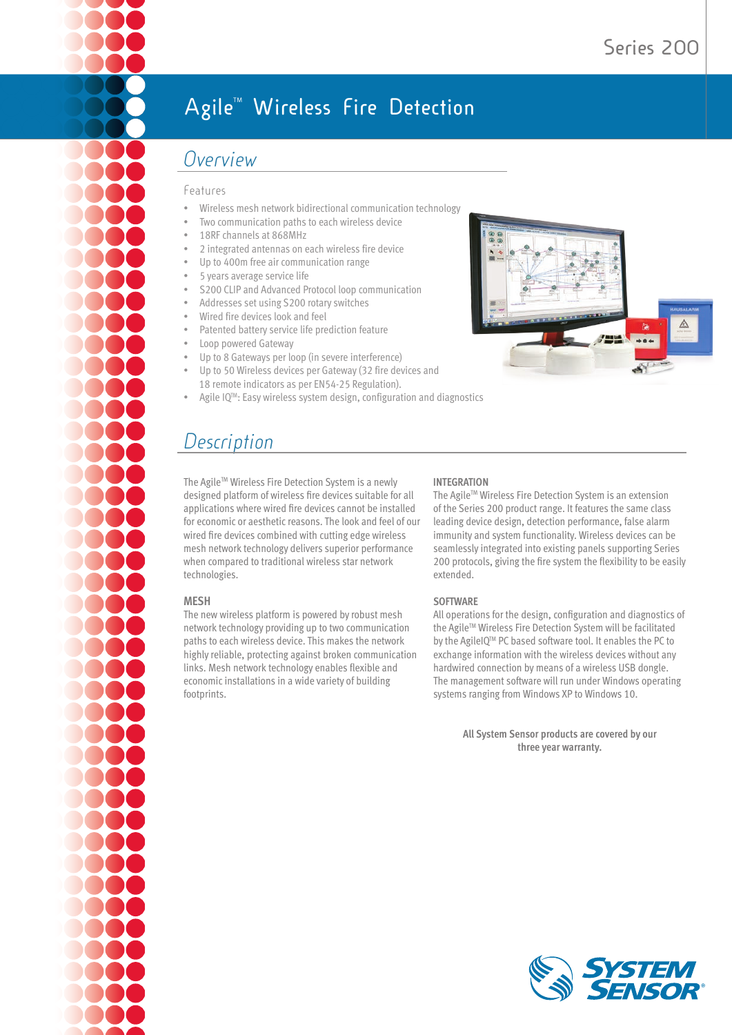Series 200

# Agile™ Wireless Fire Detection

## Overview

### Features

- Wireless mesh network bidirectional communication technology
- Two communication paths to each wireless device
- 18RF channels at 868MHz
- 2 integrated antennas on each wireless fire device
- Up to 400m free air communication range
- 5 years average service life
- S200 CLIP and Advanced Protocol loop communication
- Addresses set using S200 rotary switches
- Wired fire devices look and feel
- Patented battery service life prediction feature
- Loop powered Gateway
- Up to 8 Gateways per loop (in severe interference)
- Up to 50 Wireless devices per Gateway (32 fire devices and 18 remote indicators as per EN54-25 Regulation).
- Agile IQ™: Easy wireless system design, configuration and diagnostics

## Description

The Agile™ Wireless Fire Detection System is a newly designed platform of wireless fire devices suitable for all applications where wired fire devices cannot be installed for economic or aesthetic reasons. The look and feel of our wired fire devices combined with cutting edge wireless mesh network technology delivers superior performance when compared to traditional wireless star network technologies.

### MESH

The new wireless platform is powered by robust mesh network technology providing up to two communication paths to each wireless device. This makes the network highly reliable, protecting against broken communication links. Mesh network technology enables flexible and economic installations in a wide variety of building footprints.

### INTEGRATION

The Agile™ Wireless Fire Detection System is an extension of the Series 200 product range. It features the same class leading device design, detection performance, false alarm immunity and system functionality. Wireless devices can be seamlessly integrated into existing panels supporting Series 200 protocols, giving the fire system the flexibility to be easily extended.

### SOFTWARE

All operations for the design, configuration and diagnostics of the Agile™ Wireless Fire Detection System will be facilitated by the AgileIQ™ PC based software tool. It enables the PC to exchange information with the wireless devices without any hardwired connection by means of a wireless USB dongle. The management software will run under Windows operating systems ranging from Windows XP to Windows 10.

**All System Sensor products are covered by our three year warranty.**

SYSTEM SENSOR®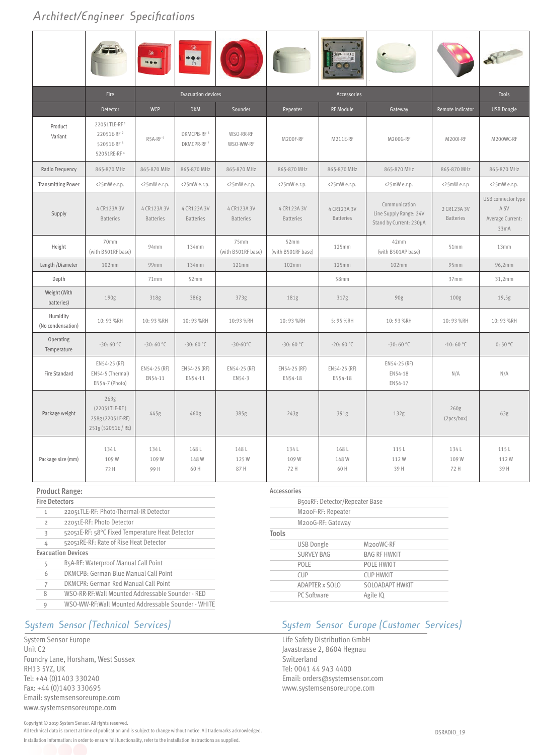# Architect/Engineer Specifications

| | Fire | Evacuation devices | | | Accessories | | | | Tools |
|---|---|---|---|---|---|---|---|---|---|
| | Detector | WCP | DKM | Sounder | Repeater | RF Module | Gateway | Remote Indicator | USB Dongle |
| Product Variant | 22051TLE-RF [1] 22051E-RF [2] 52051E-RF [3] 52051RE-RF [4] | R5A-RF [5] | DKMCPB-RF [6] DKMCPR-RF [7] | WSO-RR-RF WSO-WW-RF | M200F-RF | M211E-RF | M200G-RF | M200I-RF | M200WC-RF |
| Radio Frequency | 865-870 MHz | 865-870 MHz | 865-870 MHz | 865-870 MHz | 865-870 MHz | 865-870 MHz | 865-870 MHz | 865-870 MHz | 865-870 MHz |
| Transmitting Power | <25mW e.r.p. | <25mW e.r.p. | <25mW e.r.p. | <25mW e.r.p. | <25mW e.r.p. | <25mW e.r.p. | <25mW e.r.p. | <25mW e.r.p | <25mW e.r.p. |
| Supply | 4 CR123A 3V Batteries | 4 CR123A 3V Batteries | 4 CR123A 3V Batteries | 4 CR123A 3V Batteries | 4 CR123A 3V Batteries | 4 CR123A 3V Batteries | Communication Line Supply Range: 24V Stand by Current: 230μA | 2 CR123A 3V Batteries | USB connector type A 5V Average Current: 33mA |
| Height | 70mm (with B501RF base) | 94mm | 134mm | 75mm (with B501RF base) | 52mm (with B501RF base) | 125mm | 42mm (with B501AP base) | 51mm | 13mm |
| Length /Diameter | 102mm | 99mm | 134mm | 121mm | 102mm | 125mm | 102mm | 95mm | 96,2mm |
| Depth | | 71mm | 52mm | | | 58mm | | 37mm | 31,2mm |
| Weight (With batteries) | 190g | 318g | 386g | 373g | 181g | 317g | 90g | 100g | 19,5g |
| Humidity (No condensation) | 10: 93 %RH | 10: 93 %RH | 10: 93 %RH | 10:93 %RH | 10: 93 %RH | 5: 95 %RH | 10: 93 %RH | 10: 93 %RH | 10: 93 %RH |
| Operating Temperature | -30: 60 °C | -30: 60 °C | -30: 60 °C | -30-60°C | -30: 60 °C | -20: 60 °C | -30: 60 °C | -10: 60 °C | 0: 50 °C |
| Fire Standard | EN54-25 (RF) EN54-5 (Thermal) EN54-7 (Photo) | EN54-25 (RF) EN54-11 | EN54-25 (RF) EN54-11 | EN54-25 (RF) EN54-3 | EN54-25 (RF) EN54-18 | EN54-25 (RF) EN54-18 | EN54-25 (RF) EN54-18 EN54-17 | N/A | N/A |
| Package weight | 263g (22051TLE-RF) 258g (22051E-RF) 251g (52051E / RE) | 445g | 460g | 385g | 243g | 391g | 132g | 260g (2pcs/box) | 63g |
| Package size (mm) | 134 L 109 W 72 H | 134 L 109 W 99 H | 168 L 148 W 60 H | 148 L 125 W 87 H | 134 L 109 W 72 H | 168 L 148 W 60 H | 115 L 112 W 39 H | 134 L 109 W 72 H | 115 L 112 W 39 H |

**Product Range:**

**Fire Detectors**

| | |
|---|---|
| 1 | 22051TLE-RF: Photo-Thermal-IR Detector |
| 2 | 22051E-RF: Photo Detector |
| 3 | 52051E-RF: 58°C Fixed Temperature Heat Detector |
| 4 | 52051RE-RF: Rate of Rise Heat Detector |

**Evacuation Devices**

| | |
|---|---|
| 5 | R5A-RF: Waterproof Manual Call Point |
| 6 | DKMCPB: German Blue Manual Call Point |
| 7 | DKMCPR: German Red Manual Call Point |
| 8 | WSO-RR-RF:Wall Mounted Addressable Sounder - RED |
| 9 | WSO-WW-RF:Wall Mounted Addressable Sounder - WHITE |

**Accessories**

- B501RF: Detector/Repeater Base
- M200F-RF: Repeater
- M200G-RF: Gateway

**Tools**

| | |
|---|---|
| USB Dongle | M200WC-RF |
| SURVEY BAG | BAG RF HWKIT |
| POLE | POLE HWKIT |
| CUP | CUP HWKIT |
| ADAPTER x SOLO | SOLOADAPT HWKIT |
| PC Software | Agile IQ |

## System Sensor (Technical Services)

System Sensor Europe
Unit C2
Foundry Lane, Horsham, West Sussex
RH13 5YZ, UK
Tel: +44 (0)1403 330240
Fax: +44 (0)1403 330695
Email: systemsensoreurope.com
www.systemsensoreurope.com

## System Sensor Europe (Customer Services)

Life Safety Distribution GmbH
Javastrasse 2, 8604 Hegnau
Switzerland
Tel: 0041 44 943 4400
Email: orders@systemsensor.com
www.systemsensoreurope.com

Copyright © 2019 System Sensor. All rights reserved.
All technical data is correct at time of publication and is subject to change without notice. All trademarks acknowledged.
Installation information: in order to ensure full functionality, refer to the installation instructions as supplied.

DSRADIO_19